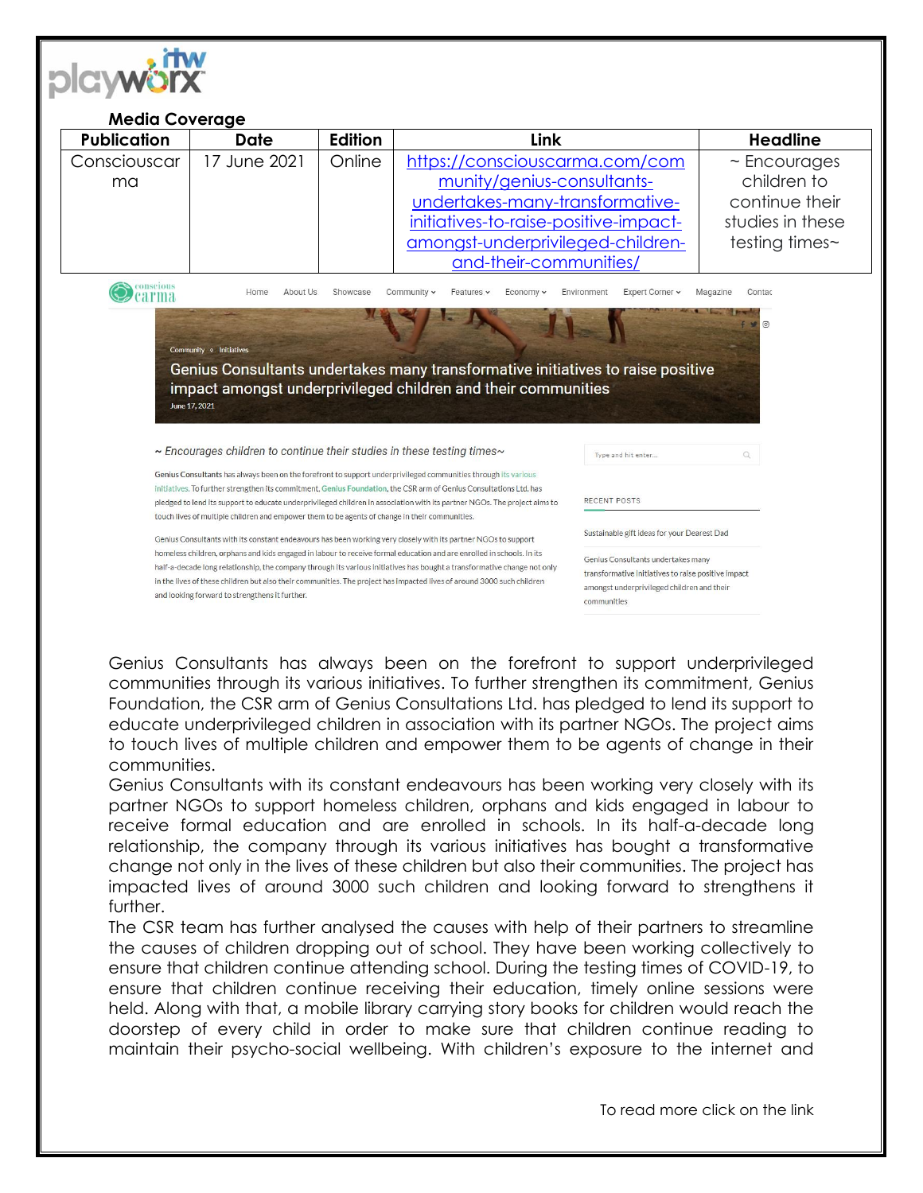**Media Coverage**

| Publication | Date | Edition | Link | Headline |
|---|---|---|---|---|
| Consciouscarma | 17 June 2021 | Online | https://consciouscarma.com/community/genius-consultants-undertakes-many-transformative-initiatives-to-raise-positive-impact-amongst-underprivileged-children-and-their-communities/ | ~ Encourages children to continue their studies in these testing times~ |

Community • Initiatives

**Genius Consultants undertakes many transformative initiatives to raise positive impact amongst underprivileged children and their communities**

June 17, 2021

*~ Encourages children to continue their studies in these testing times~*

Genius Consultants has always been on the forefront to support underprivileged communities through its various initiatives. To further strengthen its commitment, Genius Foundation, the CSR arm of Genius Consultations Ltd. has pledged to lend its support to educate underprivileged children in association with its partner NGOs. The project aims to touch lives of multiple children and empower them to be agents of change in their communities.

Genius Consultants with its constant endeavours has been working very closely with its partner NGOs to support homeless children, orphans and kids engaged in labour to receive formal education and are enrolled in schools. In its half-a-decade long relationship, the company through its various initiatives has bought a transformative change not only in the lives of these children but also their communities. The project has impacted lives of around 3000 such children and looking forward to strengthens it further.

Genius Consultants has always been on the forefront to support underprivileged communities through its various initiatives. To further strengthen its commitment, Genius Foundation, the CSR arm of Genius Consultations Ltd. has pledged to lend its support to educate underprivileged children in association with its partner NGOs. The project aims to touch lives of multiple children and empower them to be agents of change in their communities.

Genius Consultants with its constant endeavours has been working very closely with its partner NGOs to support homeless children, orphans and kids engaged in labour to receive formal education and are enrolled in schools. In its half-a-decade long relationship, the company through its various initiatives has bought a transformative change not only in the lives of these children but also their communities. The project has impacted lives of around 3000 such children and looking forward to strengthens it further.

The CSR team has further analysed the causes with help of their partners to streamline the causes of children dropping out of school. They have been working collectively to ensure that children continue attending school. During the testing times of COVID-19, to ensure that children continue receiving their education, timely online sessions were held. Along with that, a mobile library carrying story books for children would reach the doorstep of every child in order to make sure that children continue reading to maintain their psycho-social wellbeing. With children's exposure to the internet and

To read more click on the link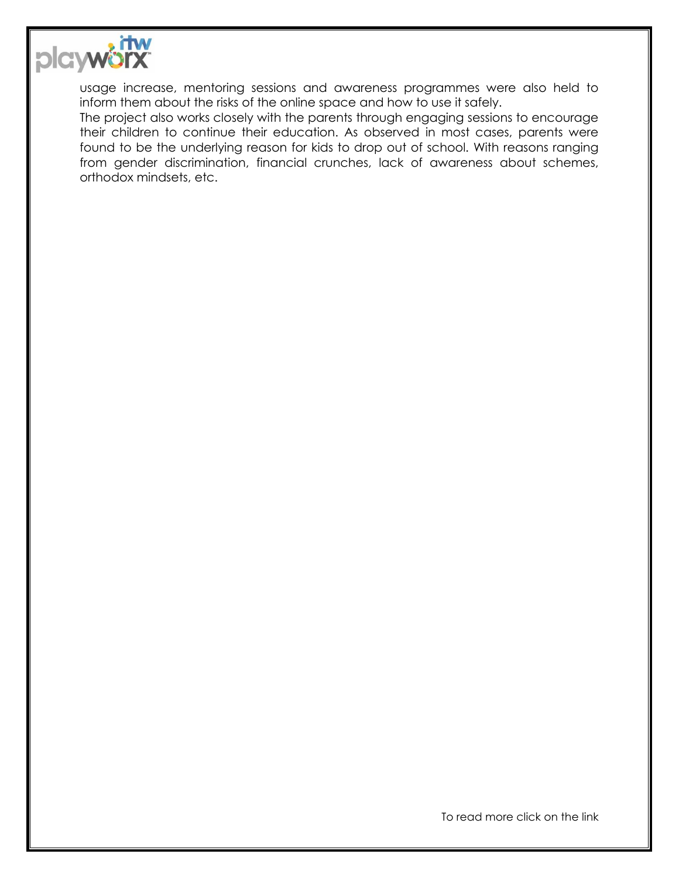usage increase, mentoring sessions and awareness programmes were also held to inform them about the risks of the online space and how to use it safely.

The project also works closely with the parents through engaging sessions to encourage their children to continue their education. As observed in most cases, parents were found to be the underlying reason for kids to drop out of school. With reasons ranging from gender discrimination, financial crunches, lack of awareness about schemes, orthodox mindsets, etc.

To read more click on the link